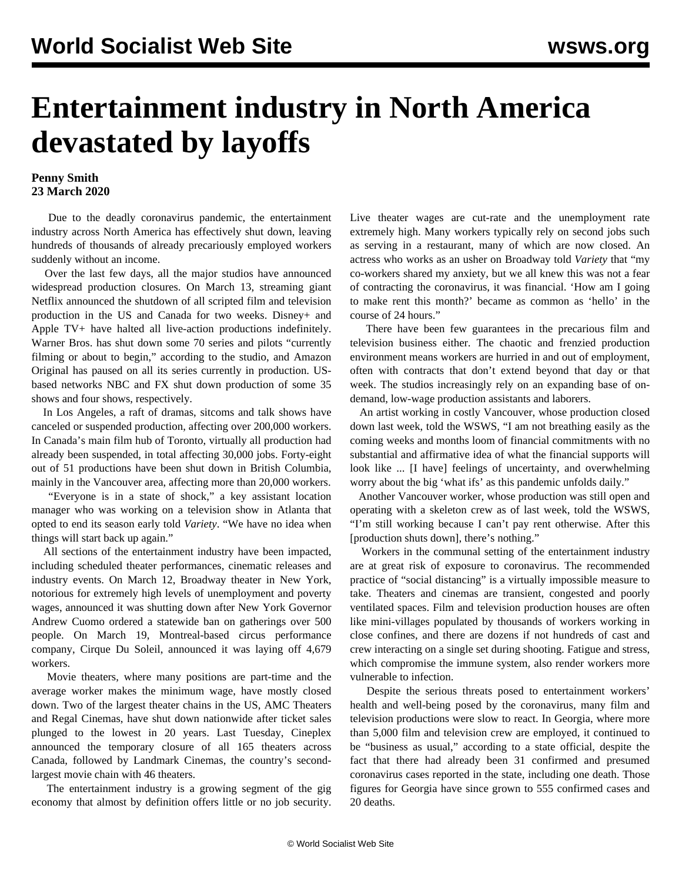# Entertainment industry in North America devastated by layoffs

**Penny Smith**
**23 March 2020**

Due to the deadly coronavirus pandemic, the entertainment industry across North America has effectively shut down, leaving hundreds of thousands of already precariously employed workers suddenly without an income.

Over the last few days, all the major studios have announced widespread production closures. On March 13, streaming giant Netflix announced the shutdown of all scripted film and television production in the US and Canada for two weeks. Disney+ and Apple TV+ have halted all live-action productions indefinitely. Warner Bros. has shut down some 70 series and pilots "currently filming or about to begin," according to the studio, and Amazon Original has paused on all its series currently in production. US-based networks NBC and FX shut down production of some 35 shows and four shows, respectively.

In Los Angeles, a raft of dramas, sitcoms and talk shows have canceled or suspended production, affecting over 200,000 workers. In Canada's main film hub of Toronto, virtually all production had already been suspended, in total affecting 30,000 jobs. Forty-eight out of 51 productions have been shut down in British Columbia, mainly in the Vancouver area, affecting more than 20,000 workers.

"Everyone is in a state of shock," a key assistant location manager who was working on a television show in Atlanta that opted to end its season early told *Variety*. "We have no idea when things will start back up again."

All sections of the entertainment industry have been impacted, including scheduled theater performances, cinematic releases and industry events. On March 12, Broadway theater in New York, notorious for extremely high levels of unemployment and poverty wages, announced it was shutting down after New York Governor Andrew Cuomo ordered a statewide ban on gatherings over 500 people. On March 19, Montreal-based circus performance company, Cirque Du Soleil, announced it was laying off 4,679 workers.

Movie theaters, where many positions are part-time and the average worker makes the minimum wage, have mostly closed down. Two of the largest theater chains in the US, AMC Theaters and Regal Cinemas, have shut down nationwide after ticket sales plunged to the lowest in 20 years. Last Tuesday, Cineplex announced the temporary closure of all 165 theaters across Canada, followed by Landmark Cinemas, the country's second-largest movie chain with 46 theaters.

The entertainment industry is a growing segment of the gig economy that almost by definition offers little or no job security. Live theater wages are cut-rate and the unemployment rate extremely high. Many workers typically rely on second jobs such as serving in a restaurant, many of which are now closed. An actress who works as an usher on Broadway told *Variety* that "my co-workers shared my anxiety, but we all knew this was not a fear of contracting the coronavirus, it was financial. 'How am I going to make rent this month?' became as common as 'hello' in the course of 24 hours."

There have been few guarantees in the precarious film and television business either. The chaotic and frenzied production environment means workers are hurried in and out of employment, often with contracts that don't extend beyond that day or that week. The studios increasingly rely on an expanding base of on-demand, low-wage production assistants and laborers.

An artist working in costly Vancouver, whose production closed down last week, told the WSWS, "I am not breathing easily as the coming weeks and months loom of financial commitments with no substantial and affirmative idea of what the financial supports will look like ... [I have] feelings of uncertainty, and overwhelming worry about the big 'what ifs' as this pandemic unfolds daily."

Another Vancouver worker, whose production was still open and operating with a skeleton crew as of last week, told the WSWS, "I'm still working because I can't pay rent otherwise. After this [production shuts down], there's nothing."

Workers in the communal setting of the entertainment industry are at great risk of exposure to coronavirus. The recommended practice of "social distancing" is a virtually impossible measure to take. Theaters and cinemas are transient, congested and poorly ventilated spaces. Film and television production houses are often like mini-villages populated by thousands of workers working in close confines, and there are dozens if not hundreds of cast and crew interacting on a single set during shooting. Fatigue and stress, which compromise the immune system, also render workers more vulnerable to infection.

Despite the serious threats posed to entertainment workers' health and well-being posed by the coronavirus, many film and television productions were slow to react. In Georgia, where more than 5,000 film and television crew are employed, it continued to be "business as usual," according to a state official, despite the fact that there had already been 31 confirmed and presumed coronavirus cases reported in the state, including one death. Those figures for Georgia have since grown to 555 confirmed cases and 20 deaths.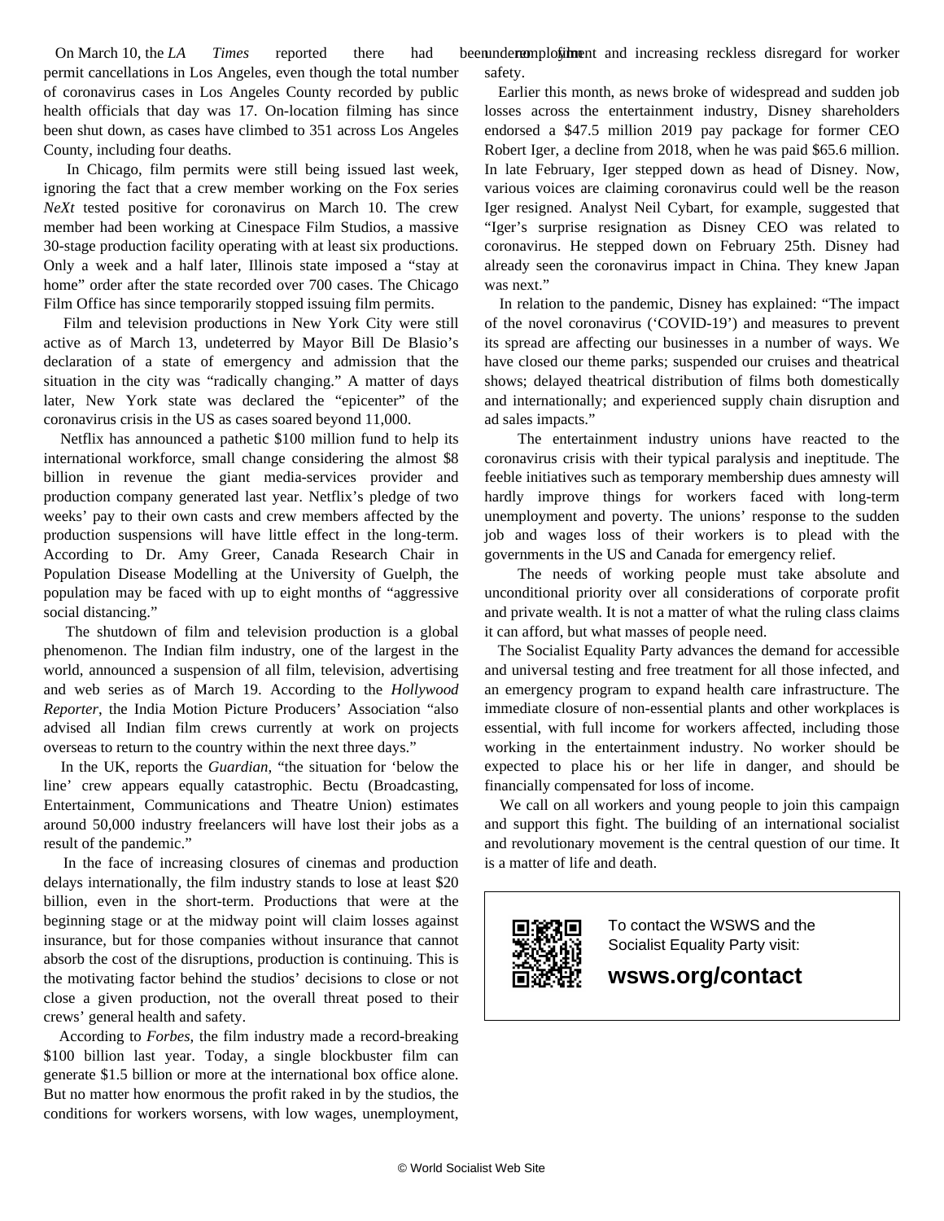On March 10, the *LA Times* reported there had been no film permit cancellations in Los Angeles, even though the total number of coronavirus cases in Los Angeles County recorded by public health officials that day was 17. On-location filming has since been shut down, as cases have climbed to 351 across Los Angeles County, including four deaths.

In Chicago, film permits were still being issued last week, ignoring the fact that a crew member working on the Fox series *NeXt* tested positive for coronavirus on March 10. The crew member had been working at Cinespace Film Studios, a massive 30-stage production facility operating with at least six productions. Only a week and a half later, Illinois state imposed a "stay at home" order after the state recorded over 700 cases. The Chicago Film Office has since temporarily stopped issuing film permits.

Film and television productions in New York City were still active as of March 13, undeterred by Mayor Bill De Blasio's declaration of a state of emergency and admission that the situation in the city was "radically changing." A matter of days later, New York state was declared the "epicenter" of the coronavirus crisis in the US as cases soared beyond 11,000.

Netflix has announced a pathetic $100 million fund to help its international workforce, small change considering the almost $8 billion in revenue the giant media-services provider and production company generated last year. Netflix's pledge of two weeks' pay to their own casts and crew members affected by the production suspensions will have little effect in the long-term. According to Dr. Amy Greer, Canada Research Chair in Population Disease Modelling at the University of Guelph, the population may be faced with up to eight months of "aggressive social distancing."

The shutdown of film and television production is a global phenomenon. The Indian film industry, one of the largest in the world, announced a suspension of all film, television, advertising and web series as of March 19. According to the *Hollywood Reporter*, the India Motion Picture Producers' Association "also advised all Indian film crews currently at work on projects overseas to return to the country within the next three days."

In the UK, reports the *Guardian*, "the situation for 'below the line' crew appears equally catastrophic. Bectu (Broadcasting, Entertainment, Communications and Theatre Union) estimates around 50,000 industry freelancers will have lost their jobs as a result of the pandemic."

In the face of increasing closures of cinemas and production delays internationally, the film industry stands to lose at least $20 billion, even in the short-term. Productions that were at the beginning stage or at the midway point will claim losses against insurance, but for those companies without insurance that cannot absorb the cost of the disruptions, production is continuing. This is the motivating factor behind the studios' decisions to close or not close a given production, not the overall threat posed to their crews' general health and safety.

According to *Forbes*, the film industry made a record-breaking $100 billion last year. Today, a single blockbuster film can generate $1.5 billion or more at the international box office alone. But no matter how enormous the profit raked in by the studios, the conditions for workers worsens, with low wages, unemployment, underemployment and increasing reckless disregard for worker safety.

Earlier this month, as news broke of widespread and sudden job losses across the entertainment industry, Disney shareholders endorsed a $47.5 million 2019 pay package for former CEO Robert Iger, a decline from 2018, when he was paid $65.6 million. In late February, Iger stepped down as head of Disney. Now, various voices are claiming coronavirus could well be the reason Iger resigned. Analyst Neil Cybart, for example, suggested that "Iger's surprise resignation as Disney CEO was related to coronavirus. He stepped down on February 25th. Disney had already seen the coronavirus impact in China. They knew Japan was next."

In relation to the pandemic, Disney has explained: "The impact of the novel coronavirus ('COVID-19') and measures to prevent its spread are affecting our businesses in a number of ways. We have closed our theme parks; suspended our cruises and theatrical shows; delayed theatrical distribution of films both domestically and internationally; and experienced supply chain disruption and ad sales impacts."

The entertainment industry unions have reacted to the coronavirus crisis with their typical paralysis and ineptitude. The feeble initiatives such as temporary membership dues amnesty will hardly improve things for workers faced with long-term unemployment and poverty. The unions' response to the sudden job and wages loss of their workers is to plead with the governments in the US and Canada for emergency relief.

The needs of working people must take absolute and unconditional priority over all considerations of corporate profit and private wealth. It is not a matter of what the ruling class claims it can afford, but what masses of people need.

The Socialist Equality Party advances the demand for accessible and universal testing and free treatment for all those infected, and an emergency program to expand health care infrastructure. The immediate closure of non-essential plants and other workplaces is essential, with full income for workers affected, including those working in the entertainment industry. No worker should be expected to place his or her life in danger, and should be financially compensated for loss of income.

We call on all workers and young people to join this campaign and support this fight. The building of an international socialist and revolutionary movement is the central question of our time. It is a matter of life and death.

To contact the WSWS and the Socialist Equality Party visit:

**wsws.org/contact**